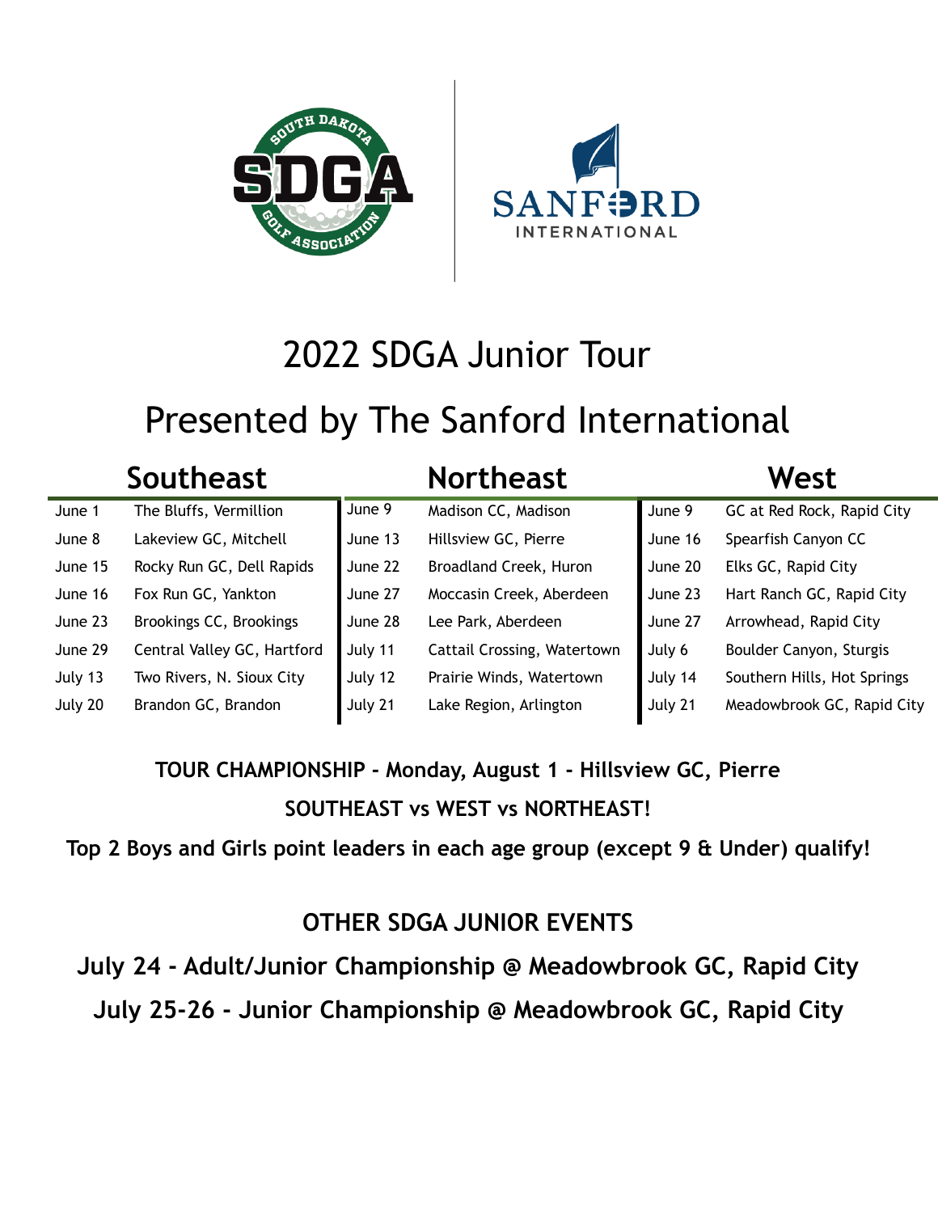# 2022 SDGA Junior Tour

## Presented by The Sanford International

| Southeast | | Northeast | | West | |
|---|---|---|---|---|---|
| June 1 | The Bluffs, Vermillion | June 9 | Madison CC, Madison | June 9 | GC at Red Rock, Rapid City |
| June 8 | Lakeview GC, Mitchell | June 13 | Hillsview GC, Pierre | June 16 | Spearfish Canyon CC |
| June 15 | Rocky Run GC, Dell Rapids | June 22 | Broadland Creek, Huron | June 20 | Elks GC, Rapid City |
| June 16 | Fox Run GC, Yankton | June 27 | Moccasin Creek, Aberdeen | June 23 | Hart Ranch GC, Rapid City |
| June 23 | Brookings CC, Brookings | June 28 | Lee Park, Aberdeen | June 27 | Arrowhead, Rapid City |
| June 29 | Central Valley GC, Hartford | July 11 | Cattail Crossing, Watertown | July 6 | Boulder Canyon, Sturgis |
| July 13 | Two Rivers, N. Sioux City | July 12 | Prairie Winds, Watertown | July 14 | Southern Hills, Hot Springs |
| July 20 | Brandon GC, Brandon | July 21 | Lake Region, Arlington | July 21 | Meadowbrook GC, Rapid City |

**TOUR CHAMPIONSHIP - Monday, August 1 - Hillsview GC, Pierre**

**SOUTHEAST vs WEST vs NORTHEAST!**

**Top 2 Boys and Girls point leaders in each age group (except 9 & Under) qualify!**

**OTHER SDGA JUNIOR EVENTS**

**July 24 - Adult/Junior Championship @ Meadowbrook GC, Rapid City**

**July 25-26 - Junior Championship @ Meadowbrook GC, Rapid City**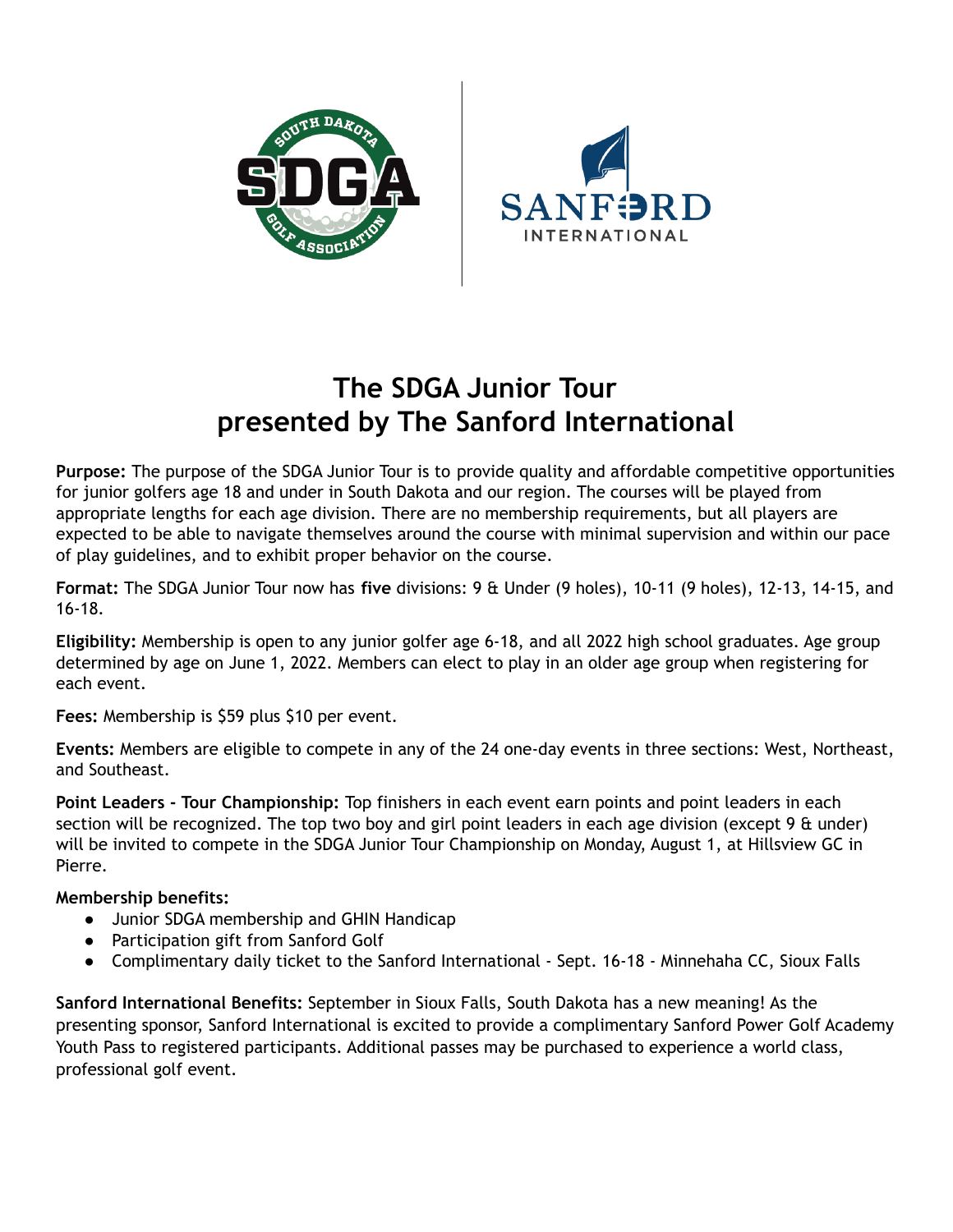# The SDGA Junior Tour presented by The Sanford International

**Purpose:** The purpose of the SDGA Junior Tour is to provide quality and affordable competitive opportunities for junior golfers age 18 and under in South Dakota and our region. The courses will be played from appropriate lengths for each age division. There are no membership requirements, but all players are expected to be able to navigate themselves around the course with minimal supervision and within our pace of play guidelines, and to exhibit proper behavior on the course.

**Format:** The SDGA Junior Tour now has **five** divisions: 9 & Under (9 holes), 10-11 (9 holes), 12-13, 14-15, and 16-18.

**Eligibility:** Membership is open to any junior golfer age 6-18, and all 2022 high school graduates. Age group determined by age on June 1, 2022. Members can elect to play in an older age group when registering for each event.

**Fees:** Membership is $59 plus $10 per event.

**Events:** Members are eligible to compete in any of the 24 one-day events in three sections: West, Northeast, and Southeast.

**Point Leaders - Tour Championship:** Top finishers in each event earn points and point leaders in each section will be recognized. The top two boy and girl point leaders in each age division (except 9 & under) will be invited to compete in the SDGA Junior Tour Championship on Monday, August 1, at Hillsview GC in Pierre.

**Membership benefits:**

- Junior SDGA membership and GHIN Handicap
- Participation gift from Sanford Golf
- Complimentary daily ticket to the Sanford International - Sept. 16-18 - Minnehaha CC, Sioux Falls

**Sanford International Benefits:** September in Sioux Falls, South Dakota has a new meaning! As the presenting sponsor, Sanford International is excited to provide a complimentary Sanford Power Golf Academy Youth Pass to registered participants. Additional passes may be purchased to experience a world class, professional golf event.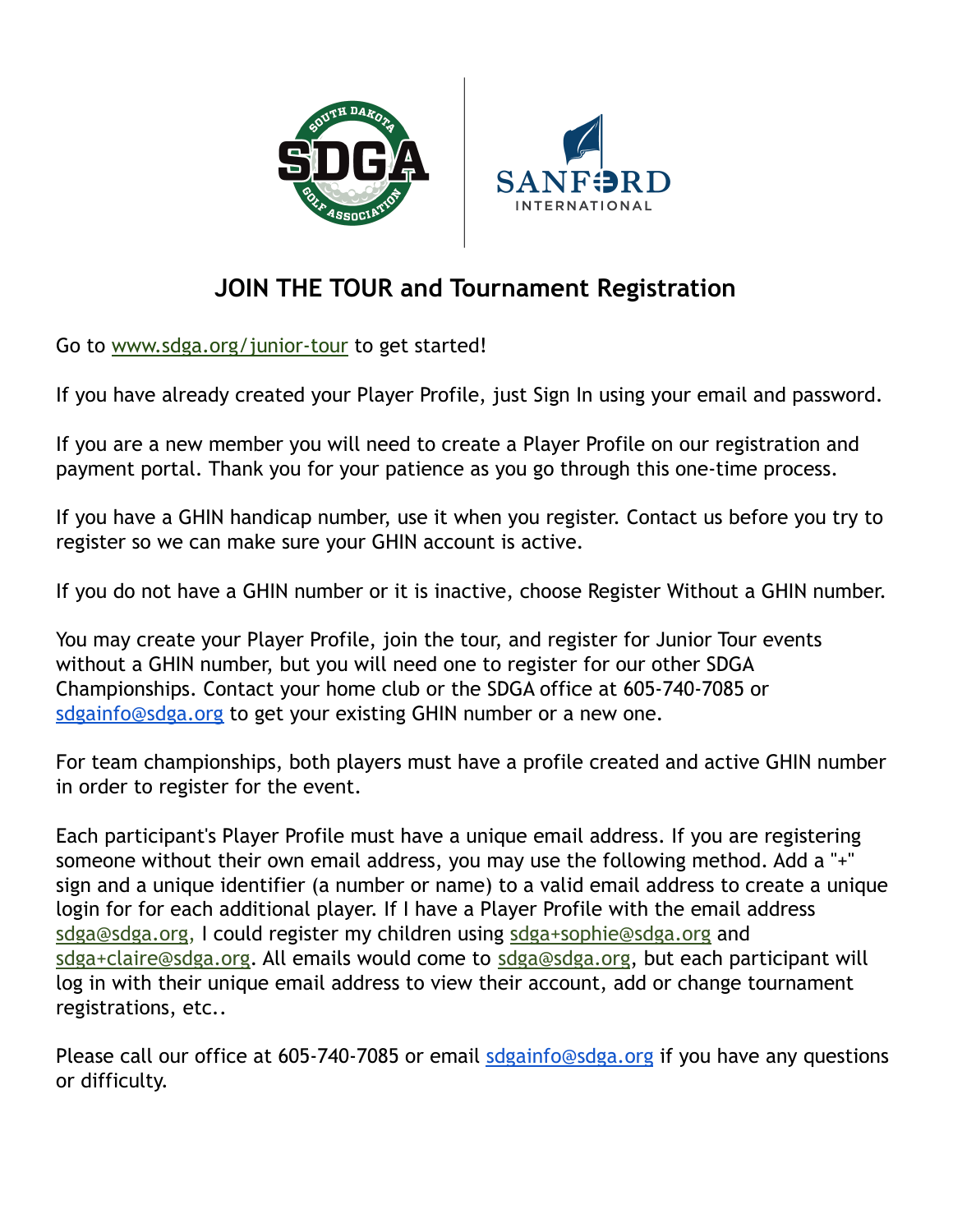# JOIN THE TOUR and Tournament Registration

Go to www.sdga.org/junior-tour to get started!

If you have already created your Player Profile, just Sign In using your email and password.

If you are a new member you will need to create a Player Profile on our registration and payment portal. Thank you for your patience as you go through this one-time process.

If you have a GHIN handicap number, use it when you register. Contact us before you try to register so we can make sure your GHIN account is active.

If you do not have a GHIN number or it is inactive, choose Register Without a GHIN number.

You may create your Player Profile, join the tour, and register for Junior Tour events without a GHIN number, but you will need one to register for our other SDGA Championships. Contact your home club or the SDGA office at 605-740-7085 or sdgainfo@sdga.org to get your existing GHIN number or a new one.

For team championships, both players must have a profile created and active GHIN number in order to register for the event.

Each participant's Player Profile must have a unique email address. If you are registering someone without their own email address, you may use the following method. Add a "+" sign and a unique identifier (a number or name) to a valid email address to create a unique login for for each additional player. If I have a Player Profile with the email address sdga@sdga.org, I could register my children using sdga+sophie@sdga.org and sdga+claire@sdga.org. All emails would come to sdga@sdga.org, but each participant will log in with their unique email address to view their account, add or change tournament registrations, etc..

Please call our office at 605-740-7085 or email sdgainfo@sdga.org if you have any questions or difficulty.